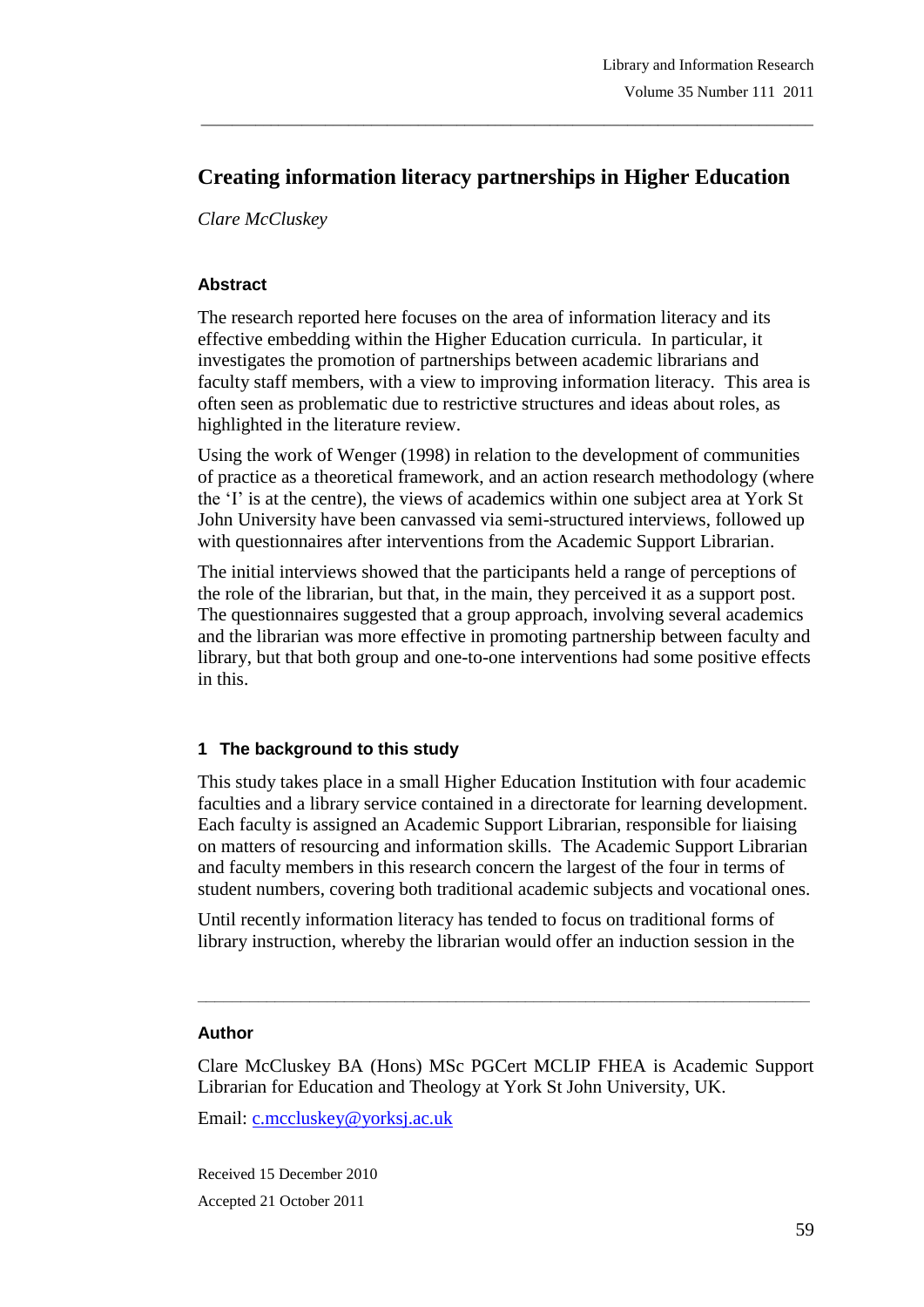# Creating information literacy partnerships in Higher Education

*Clare McCluskey*

### Abstract

The research reported here focuses on the area of information literacy and its effective embedding within the Higher Education curricula. In particular, it investigates the promotion of partnerships between academic librarians and faculty staff members, with a view to improving information literacy. This area is often seen as problematic due to restrictive structures and ideas about roles, as highlighted in the literature review.

Using the work of Wenger (1998) in relation to the development of communities of practice as a theoretical framework, and an action research methodology (where the 'I' is at the centre), the views of academics within one subject area at York St John University have been canvassed via semi-structured interviews, followed up with questionnaires after interventions from the Academic Support Librarian.

The initial interviews showed that the participants held a range of perceptions of the role of the librarian, but that, in the main, they perceived it as a support post. The questionnaires suggested that a group approach, involving several academics and the librarian was more effective in promoting partnership between faculty and library, but that both group and one-to-one interventions had some positive effects in this.

## 1 The background to this study

This study takes place in a small Higher Education Institution with four academic faculties and a library service contained in a directorate for learning development. Each faculty is assigned an Academic Support Librarian, responsible for liaising on matters of resourcing and information skills. The Academic Support Librarian and faculty members in this research concern the largest of the four in terms of student numbers, covering both traditional academic subjects and vocational ones.

Until recently information literacy has tended to focus on traditional forms of library instruction, whereby the librarian would offer an induction session in the

---

### Author

Clare McCluskey BA (Hons) MSc PGCert MCLIP FHEA is Academic Support Librarian for Education and Theology at York St John University, UK.

Email: c.mccluskey@yorksj.ac.uk

Received 15 December 2010

Accepted 21 October 2011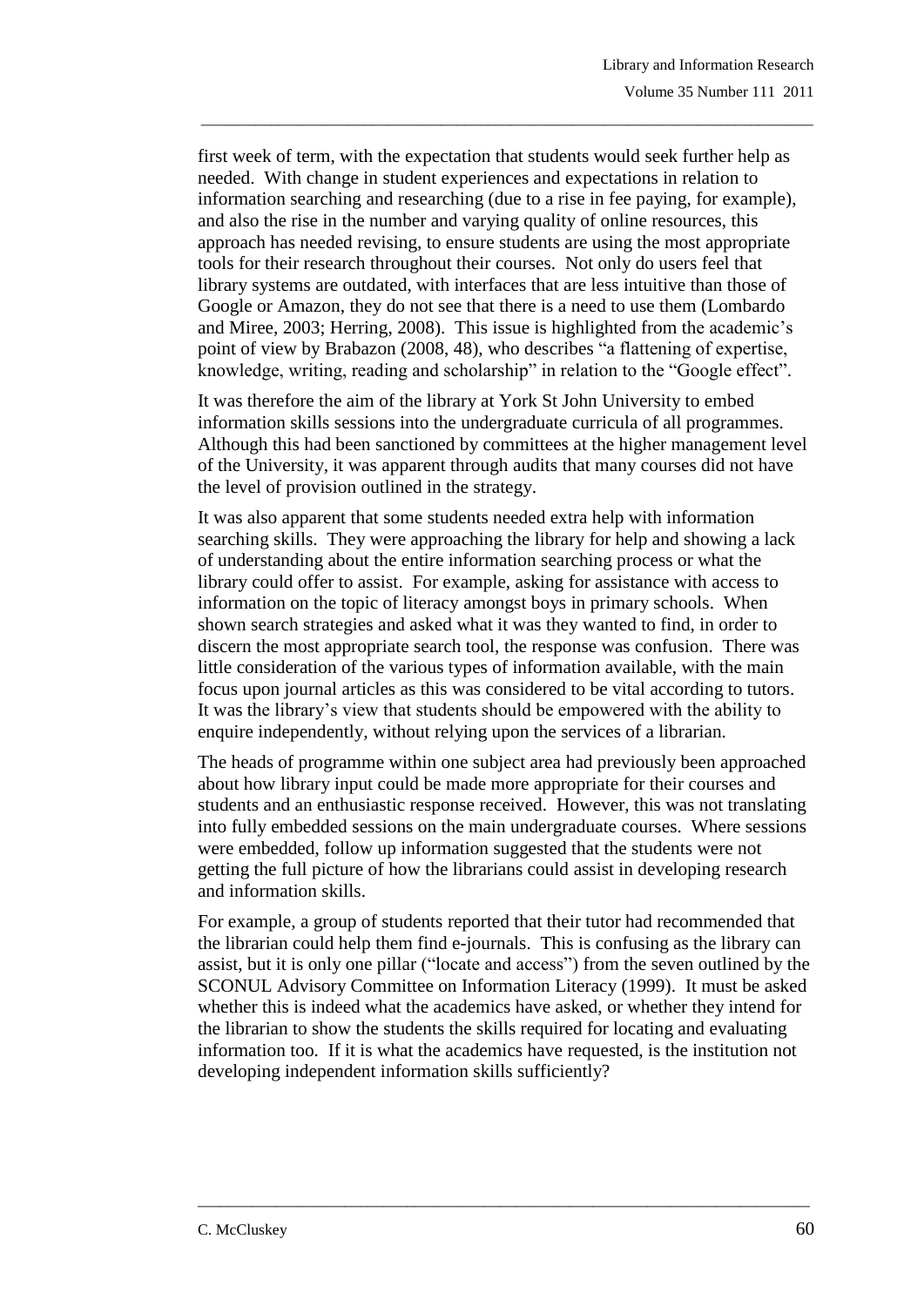first week of term, with the expectation that students would seek further help as needed. With change in student experiences and expectations in relation to information searching and researching (due to a rise in fee paying, for example), and also the rise in the number and varying quality of online resources, this approach has needed revising, to ensure students are using the most appropriate tools for their research throughout their courses. Not only do users feel that library systems are outdated, with interfaces that are less intuitive than those of Google or Amazon, they do not see that there is a need to use them (Lombardo and Miree, 2003; Herring, 2008). This issue is highlighted from the academic's point of view by Brabazon (2008, 48), who describes "a flattening of expertise, knowledge, writing, reading and scholarship" in relation to the "Google effect".

It was therefore the aim of the library at York St John University to embed information skills sessions into the undergraduate curricula of all programmes. Although this had been sanctioned by committees at the higher management level of the University, it was apparent through audits that many courses did not have the level of provision outlined in the strategy.

It was also apparent that some students needed extra help with information searching skills. They were approaching the library for help and showing a lack of understanding about the entire information searching process or what the library could offer to assist. For example, asking for assistance with access to information on the topic of literacy amongst boys in primary schools. When shown search strategies and asked what it was they wanted to find, in order to discern the most appropriate search tool, the response was confusion. There was little consideration of the various types of information available, with the main focus upon journal articles as this was considered to be vital according to tutors. It was the library's view that students should be empowered with the ability to enquire independently, without relying upon the services of a librarian.

The heads of programme within one subject area had previously been approached about how library input could be made more appropriate for their courses and students and an enthusiastic response received. However, this was not translating into fully embedded sessions on the main undergraduate courses. Where sessions were embedded, follow up information suggested that the students were not getting the full picture of how the librarians could assist in developing research and information skills.

For example, a group of students reported that their tutor had recommended that the librarian could help them find e-journals. This is confusing as the library can assist, but it is only one pillar ("locate and access") from the seven outlined by the SCONUL Advisory Committee on Information Literacy (1999). It must be asked whether this is indeed what the academics have asked, or whether they intend for the librarian to show the students the skills required for locating and evaluating information too. If it is what the academics have requested, is the institution not developing independent information skills sufficiently?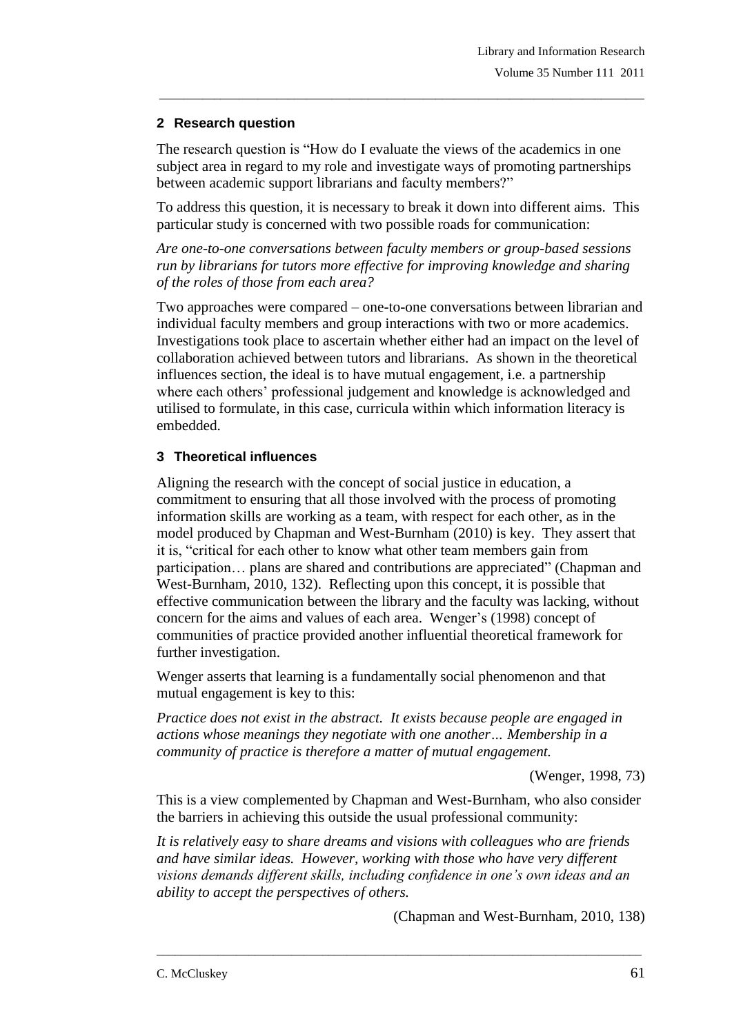## 2 Research question

The research question is "How do I evaluate the views of the academics in one subject area in regard to my role and investigate ways of promoting partnerships between academic support librarians and faculty members?"

To address this question, it is necessary to break it down into different aims. This particular study is concerned with two possible roads for communication:

*Are one-to-one conversations between faculty members or group-based sessions run by librarians for tutors more effective for improving knowledge and sharing of the roles of those from each area?*

Two approaches were compared – one-to-one conversations between librarian and individual faculty members and group interactions with two or more academics. Investigations took place to ascertain whether either had an impact on the level of collaboration achieved between tutors and librarians. As shown in the theoretical influences section, the ideal is to have mutual engagement, i.e. a partnership where each others' professional judgement and knowledge is acknowledged and utilised to formulate, in this case, curricula within which information literacy is embedded.

## 3 Theoretical influences

Aligning the research with the concept of social justice in education, a commitment to ensuring that all those involved with the process of promoting information skills are working as a team, with respect for each other, as in the model produced by Chapman and West-Burnham (2010) is key. They assert that it is, "critical for each other to know what other team members gain from participation… plans are shared and contributions are appreciated" (Chapman and West-Burnham, 2010, 132). Reflecting upon this concept, it is possible that effective communication between the library and the faculty was lacking, without concern for the aims and values of each area. Wenger's (1998) concept of communities of practice provided another influential theoretical framework for further investigation.

Wenger asserts that learning is a fundamentally social phenomenon and that mutual engagement is key to this:

*Practice does not exist in the abstract. It exists because people are engaged in actions whose meanings they negotiate with one another… Membership in a community of practice is therefore a matter of mutual engagement.*

(Wenger, 1998, 73)

This is a view complemented by Chapman and West-Burnham, who also consider the barriers in achieving this outside the usual professional community:

*It is relatively easy to share dreams and visions with colleagues who are friends and have similar ideas. However, working with those who have very different visions demands different skills, including confidence in one's own ideas and an ability to accept the perspectives of others.*

(Chapman and West-Burnham, 2010, 138)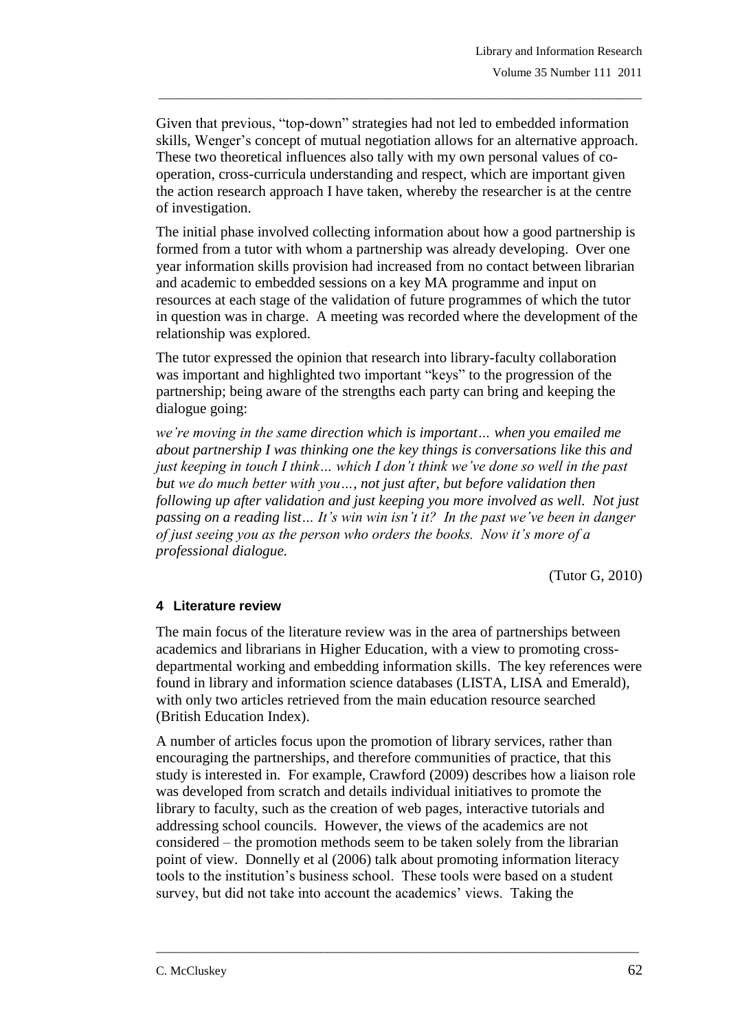Given that previous, "top-down" strategies had not led to embedded information skills, Wenger's concept of mutual negotiation allows for an alternative approach. These two theoretical influences also tally with my own personal values of co-operation, cross-curricula understanding and respect, which are important given the action research approach I have taken, whereby the researcher is at the centre of investigation.

The initial phase involved collecting information about how a good partnership is formed from a tutor with whom a partnership was already developing. Over one year information skills provision had increased from no contact between librarian and academic to embedded sessions on a key MA programme and input on resources at each stage of the validation of future programmes of which the tutor in question was in charge. A meeting was recorded where the development of the relationship was explored.

The tutor expressed the opinion that research into library-faculty collaboration was important and highlighted two important "keys" to the progression of the partnership; being aware of the strengths each party can bring and keeping the dialogue going:

*we're moving in the same direction which is important… when you emailed me about partnership I was thinking one the key things is conversations like this and just keeping in touch I think… which I don't think we've done so well in the past but we do much better with you…, not just after, but before validation then following up after validation and just keeping you more involved as well. Not just passing on a reading list… It's win win isn't it? In the past we've been in danger of just seeing you as the person who orders the books. Now it's more of a professional dialogue.*

(Tutor G, 2010)

## 4 Literature review

The main focus of the literature review was in the area of partnerships between academics and librarians in Higher Education, with a view to promoting cross-departmental working and embedding information skills. The key references were found in library and information science databases (LISTA, LISA and Emerald), with only two articles retrieved from the main education resource searched (British Education Index).

A number of articles focus upon the promotion of library services, rather than encouraging the partnerships, and therefore communities of practice, that this study is interested in. For example, Crawford (2009) describes how a liaison role was developed from scratch and details individual initiatives to promote the library to faculty, such as the creation of web pages, interactive tutorials and addressing school councils. However, the views of the academics are not considered – the promotion methods seem to be taken solely from the librarian point of view. Donnelly et al (2006) talk about promoting information literacy tools to the institution's business school. These tools were based on a student survey, but did not take into account the academics' views. Taking the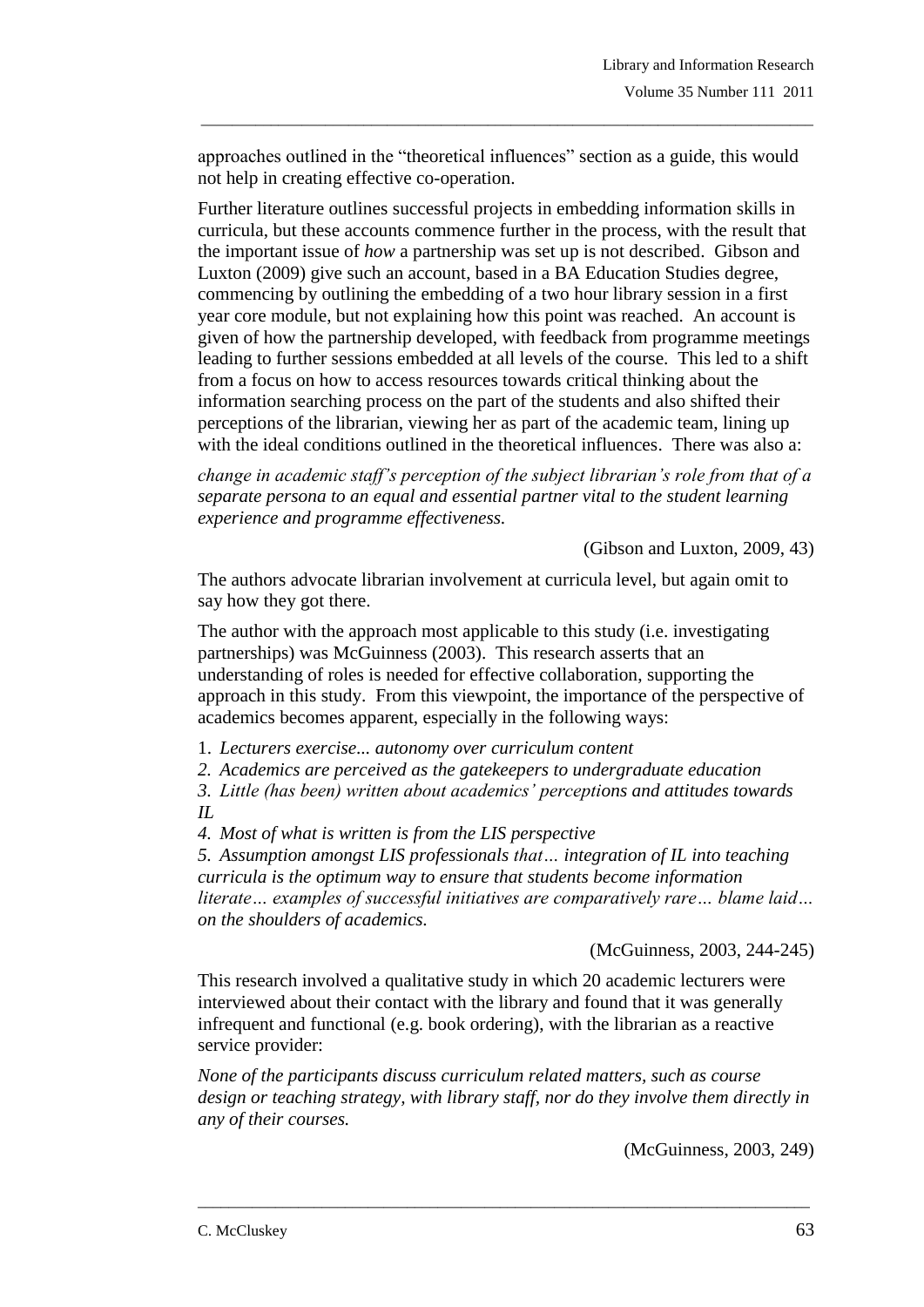approaches outlined in the "theoretical influences" section as a guide, this would not help in creating effective co-operation.

Further literature outlines successful projects in embedding information skills in curricula, but these accounts commence further in the process, with the result that the important issue of *how* a partnership was set up is not described. Gibson and Luxton (2009) give such an account, based in a BA Education Studies degree, commencing by outlining the embedding of a two hour library session in a first year core module, but not explaining how this point was reached. An account is given of how the partnership developed, with feedback from programme meetings leading to further sessions embedded at all levels of the course. This led to a shift from a focus on how to access resources towards critical thinking about the information searching process on the part of the students and also shifted their perceptions of the librarian, viewing her as part of the academic team, lining up with the ideal conditions outlined in the theoretical influences. There was also a:

*change in academic staff's perception of the subject librarian's role from that of a separate persona to an equal and essential partner vital to the student learning experience and programme effectiveness.*

(Gibson and Luxton, 2009, 43)

The authors advocate librarian involvement at curricula level, but again omit to say how they got there.

The author with the approach most applicable to this study (i.e. investigating partnerships) was McGuinness (2003). This research asserts that an understanding of roles is needed for effective collaboration, supporting the approach in this study. From this viewpoint, the importance of the perspective of academics becomes apparent, especially in the following ways:

1. *Lecturers exercise... autonomy over curriculum content*
2. *Academics are perceived as the gatekeepers to undergraduate education*
3. *Little (has been) written about academics' perceptions and attitudes towards IL*
4. *Most of what is written is from the LIS perspective*
5. *Assumption amongst LIS professionals that… integration of IL into teaching curricula is the optimum way to ensure that students become information literate… examples of successful initiatives are comparatively rare… blame laid… on the shoulders of academics.*

(McGuinness, 2003, 244-245)

This research involved a qualitative study in which 20 academic lecturers were interviewed about their contact with the library and found that it was generally infrequent and functional (e.g. book ordering), with the librarian as a reactive service provider:

*None of the participants discuss curriculum related matters, such as course design or teaching strategy, with library staff, nor do they involve them directly in any of their courses.*

(McGuinness, 2003, 249)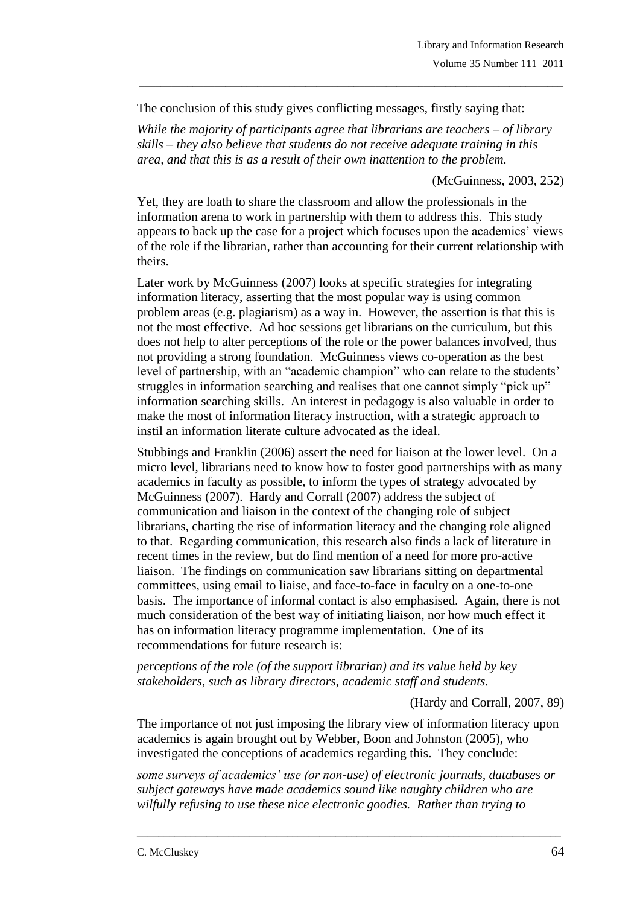The conclusion of this study gives conflicting messages, firstly saying that:

*While the majority of participants agree that librarians are teachers – of library skills – they also believe that students do not receive adequate training in this area, and that this is as a result of their own inattention to the problem.*

(McGuinness, 2003, 252)

Yet, they are loath to share the classroom and allow the professionals in the information arena to work in partnership with them to address this. This study appears to back up the case for a project which focuses upon the academics' views of the role if the librarian, rather than accounting for their current relationship with theirs.

Later work by McGuinness (2007) looks at specific strategies for integrating information literacy, asserting that the most popular way is using common problem areas (e.g. plagiarism) as a way in. However, the assertion is that this is not the most effective. Ad hoc sessions get librarians on the curriculum, but this does not help to alter perceptions of the role or the power balances involved, thus not providing a strong foundation. McGuinness views co-operation as the best level of partnership, with an "academic champion" who can relate to the students' struggles in information searching and realises that one cannot simply "pick up" information searching skills. An interest in pedagogy is also valuable in order to make the most of information literacy instruction, with a strategic approach to instil an information literate culture advocated as the ideal.

Stubbings and Franklin (2006) assert the need for liaison at the lower level. On a micro level, librarians need to know how to foster good partnerships with as many academics in faculty as possible, to inform the types of strategy advocated by McGuinness (2007). Hardy and Corrall (2007) address the subject of communication and liaison in the context of the changing role of subject librarians, charting the rise of information literacy and the changing role aligned to that. Regarding communication, this research also finds a lack of literature in recent times in the review, but do find mention of a need for more pro-active liaison. The findings on communication saw librarians sitting on departmental committees, using email to liaise, and face-to-face in faculty on a one-to-one basis. The importance of informal contact is also emphasised. Again, there is not much consideration of the best way of initiating liaison, nor how much effect it has on information literacy programme implementation. One of its recommendations for future research is:

*perceptions of the role (of the support librarian) and its value held by key stakeholders, such as library directors, academic staff and students.*

(Hardy and Corrall, 2007, 89)

The importance of not just imposing the library view of information literacy upon academics is again brought out by Webber, Boon and Johnston (2005), who investigated the conceptions of academics regarding this. They conclude:

*some surveys of academics' use (or non-use) of electronic journals, databases or subject gateways have made academics sound like naughty children who are wilfully refusing to use these nice electronic goodies. Rather than trying to*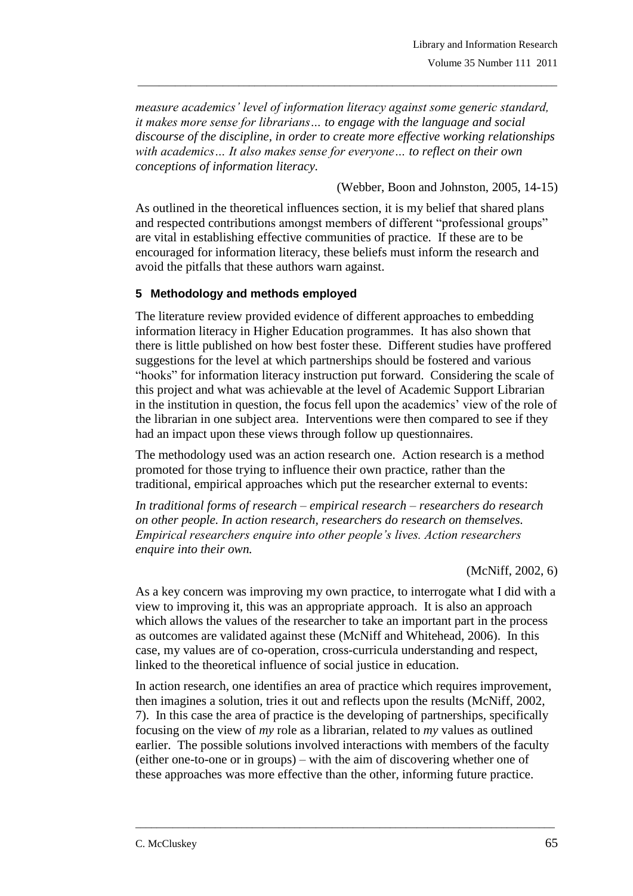*measure academics' level of information literacy against some generic standard, it makes more sense for librarians… to engage with the language and social discourse of the discipline, in order to create more effective working relationships with academics… It also makes sense for everyone… to reflect on their own conceptions of information literacy.*

(Webber, Boon and Johnston, 2005, 14-15)

As outlined in the theoretical influences section, it is my belief that shared plans and respected contributions amongst members of different "professional groups" are vital in establishing effective communities of practice. If these are to be encouraged for information literacy, these beliefs must inform the research and avoid the pitfalls that these authors warn against.

## 5 Methodology and methods employed

The literature review provided evidence of different approaches to embedding information literacy in Higher Education programmes. It has also shown that there is little published on how best foster these. Different studies have proffered suggestions for the level at which partnerships should be fostered and various "hooks" for information literacy instruction put forward. Considering the scale of this project and what was achievable at the level of Academic Support Librarian in the institution in question, the focus fell upon the academics' view of the role of the librarian in one subject area. Interventions were then compared to see if they had an impact upon these views through follow up questionnaires.

The methodology used was an action research one. Action research is a method promoted for those trying to influence their own practice, rather than the traditional, empirical approaches which put the researcher external to events:

*In traditional forms of research – empirical research – researchers do research on other people. In action research, researchers do research on themselves. Empirical researchers enquire into other people's lives. Action researchers enquire into their own.*

(McNiff, 2002, 6)

As a key concern was improving my own practice, to interrogate what I did with a view to improving it, this was an appropriate approach. It is also an approach which allows the values of the researcher to take an important part in the process as outcomes are validated against these (McNiff and Whitehead, 2006). In this case, my values are of co-operation, cross-curricula understanding and respect, linked to the theoretical influence of social justice in education.

In action research, one identifies an area of practice which requires improvement, then imagines a solution, tries it out and reflects upon the results (McNiff, 2002, 7). In this case the area of practice is the developing of partnerships, specifically focusing on the view of *my* role as a librarian, related to *my* values as outlined earlier. The possible solutions involved interactions with members of the faculty (either one-to-one or in groups) – with the aim of discovering whether one of these approaches was more effective than the other, informing future practice.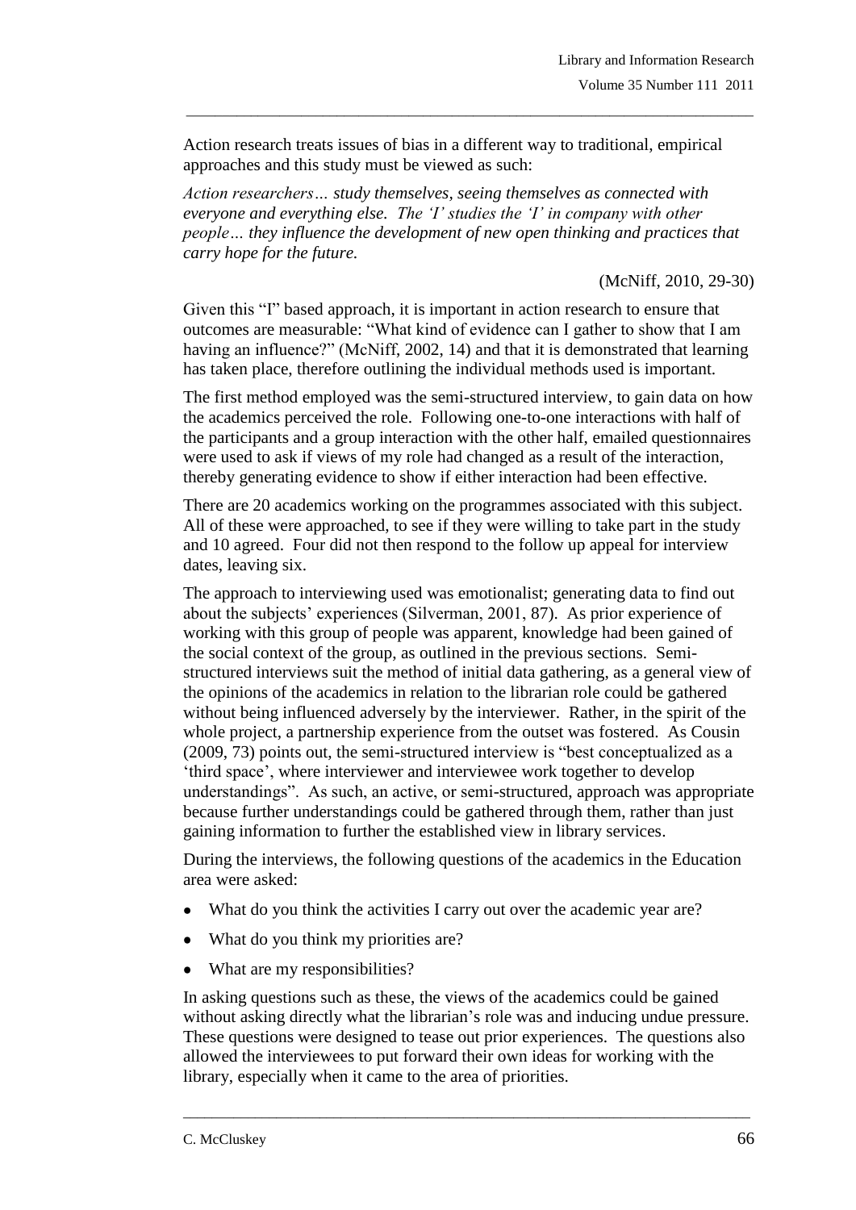Action research treats issues of bias in a different way to traditional, empirical approaches and this study must be viewed as such:

*Action researchers… study themselves, seeing themselves as connected with everyone and everything else. The 'I' studies the 'I' in company with other people… they influence the development of new open thinking and practices that carry hope for the future.*

(McNiff, 2010, 29-30)

Given this "I" based approach, it is important in action research to ensure that outcomes are measurable: "What kind of evidence can I gather to show that I am having an influence?" (McNiff, 2002, 14) and that it is demonstrated that learning has taken place, therefore outlining the individual methods used is important.

The first method employed was the semi-structured interview, to gain data on how the academics perceived the role. Following one-to-one interactions with half of the participants and a group interaction with the other half, emailed questionnaires were used to ask if views of my role had changed as a result of the interaction, thereby generating evidence to show if either interaction had been effective.

There are 20 academics working on the programmes associated with this subject. All of these were approached, to see if they were willing to take part in the study and 10 agreed. Four did not then respond to the follow up appeal for interview dates, leaving six.

The approach to interviewing used was emotionalist; generating data to find out about the subjects' experiences (Silverman, 2001, 87). As prior experience of working with this group of people was apparent, knowledge had been gained of the social context of the group, as outlined in the previous sections. Semi-structured interviews suit the method of initial data gathering, as a general view of the opinions of the academics in relation to the librarian role could be gathered without being influenced adversely by the interviewer. Rather, in the spirit of the whole project, a partnership experience from the outset was fostered. As Cousin (2009, 73) points out, the semi-structured interview is "best conceptualized as a 'third space', where interviewer and interviewee work together to develop understandings". As such, an active, or semi-structured, approach was appropriate because further understandings could be gathered through them, rather than just gaining information to further the established view in library services.

During the interviews, the following questions of the academics in the Education area were asked:

- What do you think the activities I carry out over the academic year are?
- What do you think my priorities are?
- What are my responsibilities?

In asking questions such as these, the views of the academics could be gained without asking directly what the librarian's role was and inducing undue pressure. These questions were designed to tease out prior experiences. The questions also allowed the interviewees to put forward their own ideas for working with the library, especially when it came to the area of priorities.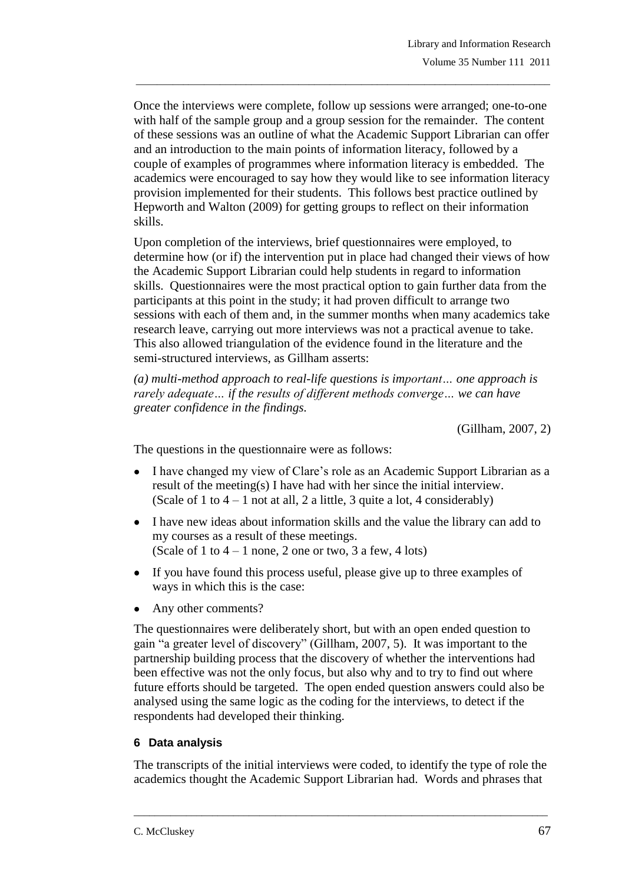Once the interviews were complete, follow up sessions were arranged; one-to-one with half of the sample group and a group session for the remainder. The content of these sessions was an outline of what the Academic Support Librarian can offer and an introduction to the main points of information literacy, followed by a couple of examples of programmes where information literacy is embedded. The academics were encouraged to say how they would like to see information literacy provision implemented for their students. This follows best practice outlined by Hepworth and Walton (2009) for getting groups to reflect on their information skills.

Upon completion of the interviews, brief questionnaires were employed, to determine how (or if) the intervention put in place had changed their views of how the Academic Support Librarian could help students in regard to information skills. Questionnaires were the most practical option to gain further data from the participants at this point in the study; it had proven difficult to arrange two sessions with each of them and, in the summer months when many academics take research leave, carrying out more interviews was not a practical avenue to take. This also allowed triangulation of the evidence found in the literature and the semi-structured interviews, as Gillham asserts:

*(a) multi-method approach to real-life questions is important… one approach is rarely adequate… if the results of different methods converge… we can have greater confidence in the findings.*

(Gillham, 2007, 2)

The questions in the questionnaire were as follows:

- I have changed my view of Clare's role as an Academic Support Librarian as a result of the meeting(s) I have had with her since the initial interview. (Scale of 1 to 4 – 1 not at all, 2 a little, 3 quite a lot, 4 considerably)
- I have new ideas about information skills and the value the library can add to my courses as a result of these meetings. (Scale of 1 to 4 – 1 none, 2 one or two, 3 a few, 4 lots)
- If you have found this process useful, please give up to three examples of ways in which this is the case:
- Any other comments?

The questionnaires were deliberately short, but with an open ended question to gain "a greater level of discovery" (Gillham, 2007, 5). It was important to the partnership building process that the discovery of whether the interventions had been effective was not the only focus, but also why and to try to find out where future efforts should be targeted. The open ended question answers could also be analysed using the same logic as the coding for the interviews, to detect if the respondents had developed their thinking.

## 6 Data analysis

The transcripts of the initial interviews were coded, to identify the type of role the academics thought the Academic Support Librarian had. Words and phrases that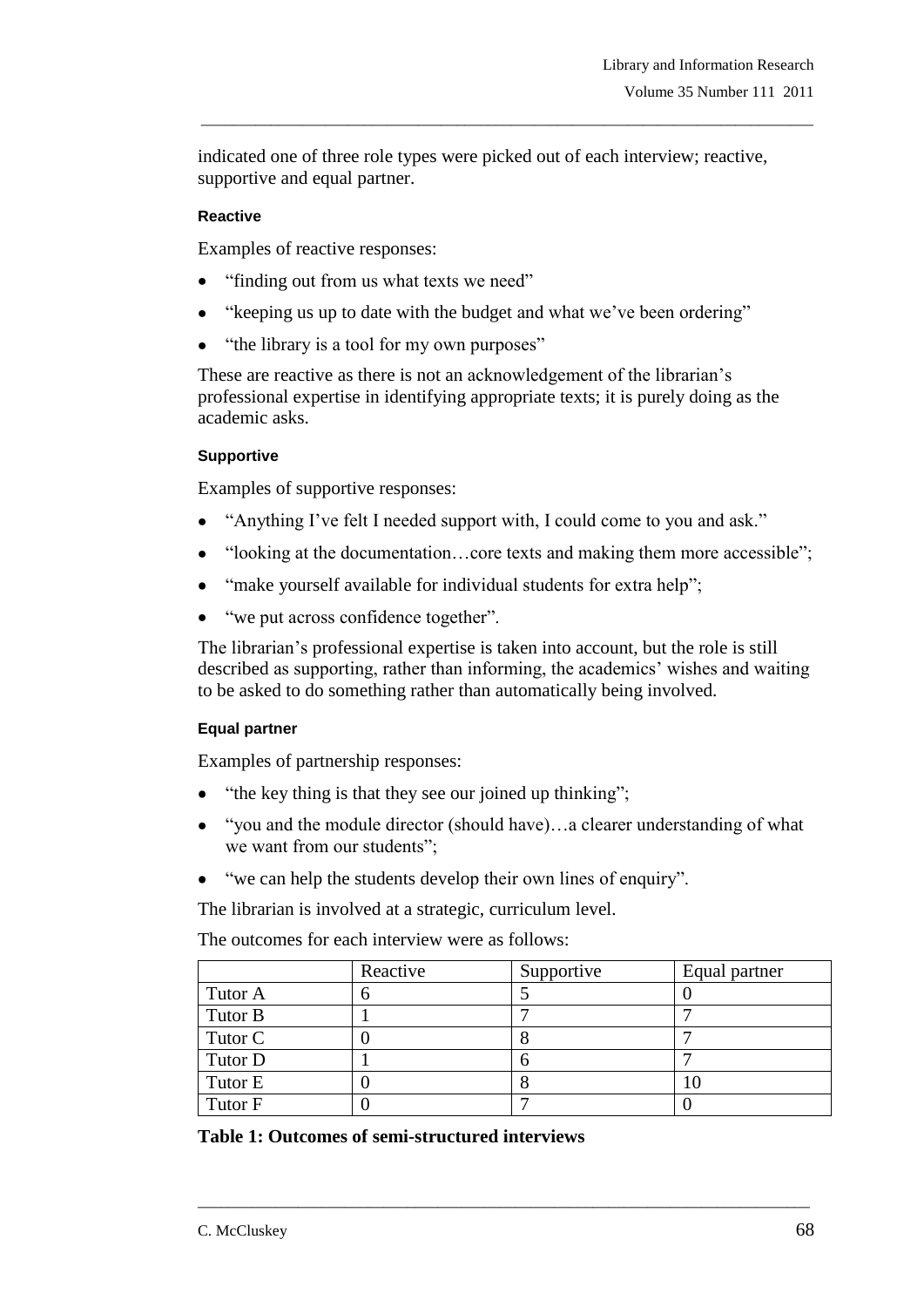indicated one of three role types were picked out of each interview; reactive, supportive and equal partner.

#### Reactive

Examples of reactive responses:

- "finding out from us what texts we need"
- "keeping us up to date with the budget and what we've been ordering"
- "the library is a tool for my own purposes"

These are reactive as there is not an acknowledgement of the librarian's professional expertise in identifying appropriate texts; it is purely doing as the academic asks.

#### Supportive

Examples of supportive responses:

- "Anything I've felt I needed support with, I could come to you and ask."
- "looking at the documentation…core texts and making them more accessible";
- "make yourself available for individual students for extra help";
- "we put across confidence together".

The librarian's professional expertise is taken into account, but the role is still described as supporting, rather than informing, the academics' wishes and waiting to be asked to do something rather than automatically being involved.

#### Equal partner

Examples of partnership responses:

- "the key thing is that they see our joined up thinking";
- "you and the module director (should have)…a clearer understanding of what we want from our students";
- "we can help the students develop their own lines of enquiry".

The librarian is involved at a strategic, curriculum level.

The outcomes for each interview were as follows:

| | Reactive | Supportive | Equal partner |
|---|---|---|---|
| Tutor A | 6 | 5 | 0 |
| Tutor B | 1 | 7 | 7 |
| Tutor C | 0 | 8 | 7 |
| Tutor D | 1 | 6 | 7 |
| Tutor E | 0 | 8 | 10 |
| Tutor F | 0 | 7 | 0 |

**Table 1: Outcomes of semi-structured interviews**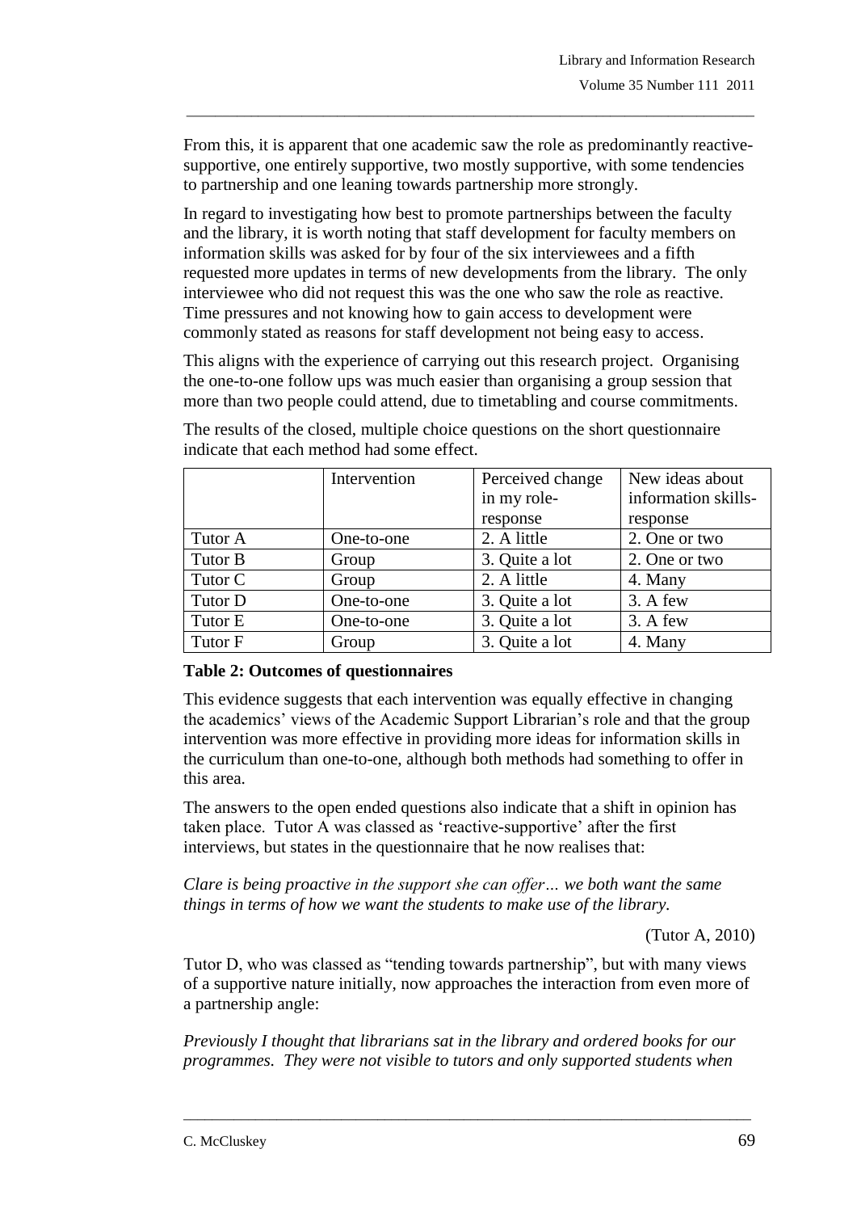From this, it is apparent that one academic saw the role as predominantly reactive-supportive, one entirely supportive, two mostly supportive, with some tendencies to partnership and one leaning towards partnership more strongly.

In regard to investigating how best to promote partnerships between the faculty and the library, it is worth noting that staff development for faculty members on information skills was asked for by four of the six interviewees and a fifth requested more updates in terms of new developments from the library. The only interviewee who did not request this was the one who saw the role as reactive. Time pressures and not knowing how to gain access to development were commonly stated as reasons for staff development not being easy to access.

This aligns with the experience of carrying out this research project. Organising the one-to-one follow ups was much easier than organising a group session that more than two people could attend, due to timetabling and course commitments.

The results of the closed, multiple choice questions on the short questionnaire indicate that each method had some effect.

| | Intervention | Perceived change in my role-response | New ideas about information skills-response |
|---|---|---|---|
| Tutor A | One-to-one | 2. A little | 2. One or two |
| Tutor B | Group | 3. Quite a lot | 2. One or two |
| Tutor C | Group | 2. A little | 4. Many |
| Tutor D | One-to-one | 3. Quite a lot | 3. A few |
| Tutor E | One-to-one | 3. Quite a lot | 3. A few |
| Tutor F | Group | 3. Quite a lot | 4. Many |

**Table 2: Outcomes of questionnaires**

This evidence suggests that each intervention was equally effective in changing the academics' views of the Academic Support Librarian's role and that the group intervention was more effective in providing more ideas for information skills in the curriculum than one-to-one, although both methods had something to offer in this area.

The answers to the open ended questions also indicate that a shift in opinion has taken place. Tutor A was classed as 'reactive-supportive' after the first interviews, but states in the questionnaire that he now realises that:

*Clare is being proactive in the support she can offer… we both want the same things in terms of how we want the students to make use of the library.*

(Tutor A, 2010)

Tutor D, who was classed as "tending towards partnership", but with many views of a supportive nature initially, now approaches the interaction from even more of a partnership angle:

*Previously I thought that librarians sat in the library and ordered books for our programmes. They were not visible to tutors and only supported students when*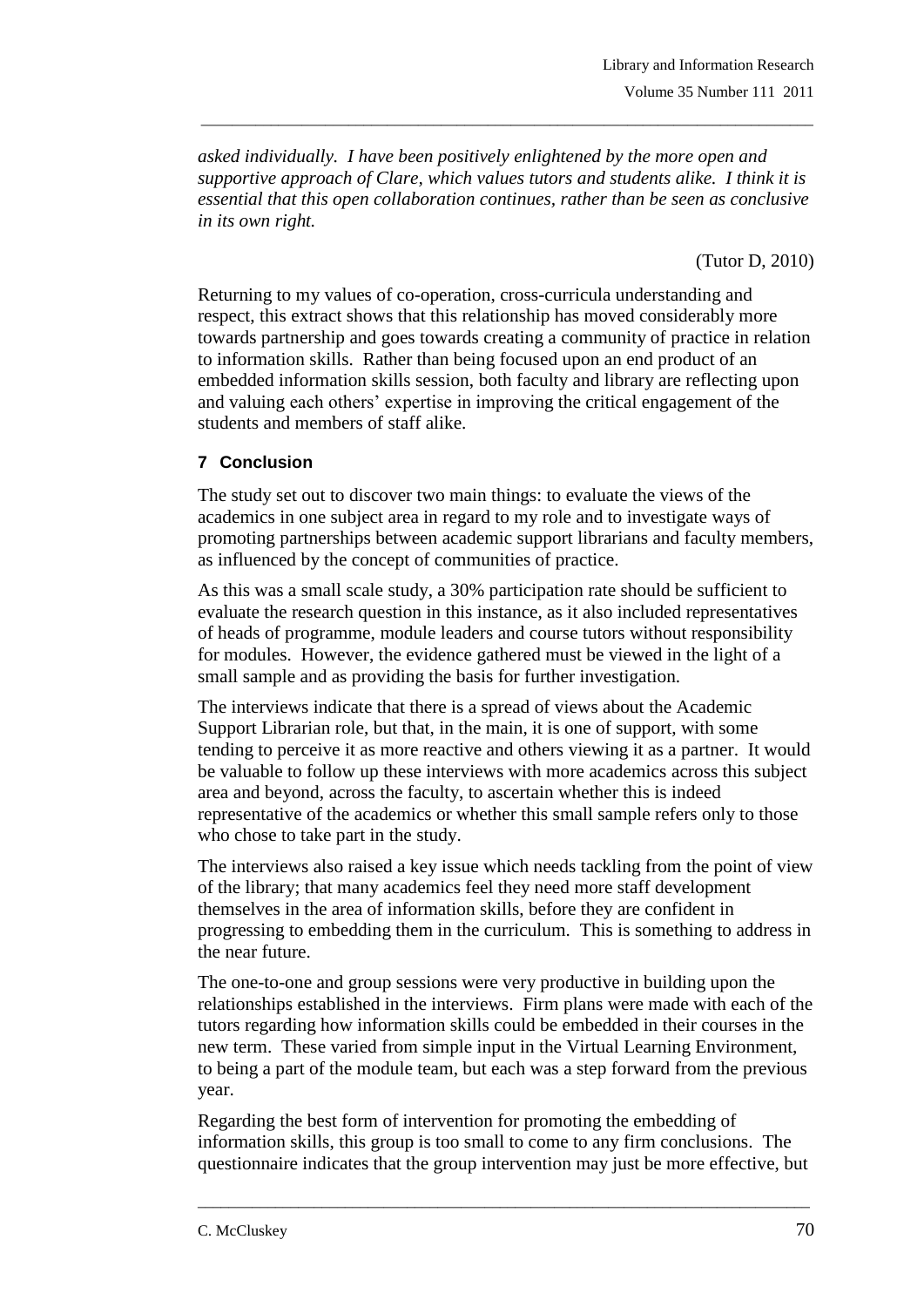*asked individually. I have been positively enlightened by the more open and supportive approach of Clare, which values tutors and students alike. I think it is essential that this open collaboration continues, rather than be seen as conclusive in its own right.*

(Tutor D, 2010)

Returning to my values of co-operation, cross-curricula understanding and respect, this extract shows that this relationship has moved considerably more towards partnership and goes towards creating a community of practice in relation to information skills. Rather than being focused upon an end product of an embedded information skills session, both faculty and library are reflecting upon and valuing each others' expertise in improving the critical engagement of the students and members of staff alike.

## 7 Conclusion

The study set out to discover two main things: to evaluate the views of the academics in one subject area in regard to my role and to investigate ways of promoting partnerships between academic support librarians and faculty members, as influenced by the concept of communities of practice.

As this was a small scale study, a 30% participation rate should be sufficient to evaluate the research question in this instance, as it also included representatives of heads of programme, module leaders and course tutors without responsibility for modules. However, the evidence gathered must be viewed in the light of a small sample and as providing the basis for further investigation.

The interviews indicate that there is a spread of views about the Academic Support Librarian role, but that, in the main, it is one of support, with some tending to perceive it as more reactive and others viewing it as a partner. It would be valuable to follow up these interviews with more academics across this subject area and beyond, across the faculty, to ascertain whether this is indeed representative of the academics or whether this small sample refers only to those who chose to take part in the study.

The interviews also raised a key issue which needs tackling from the point of view of the library; that many academics feel they need more staff development themselves in the area of information skills, before they are confident in progressing to embedding them in the curriculum. This is something to address in the near future.

The one-to-one and group sessions were very productive in building upon the relationships established in the interviews. Firm plans were made with each of the tutors regarding how information skills could be embedded in their courses in the new term. These varied from simple input in the Virtual Learning Environment, to being a part of the module team, but each was a step forward from the previous year.

Regarding the best form of intervention for promoting the embedding of information skills, this group is too small to come to any firm conclusions. The questionnaire indicates that the group intervention may just be more effective, but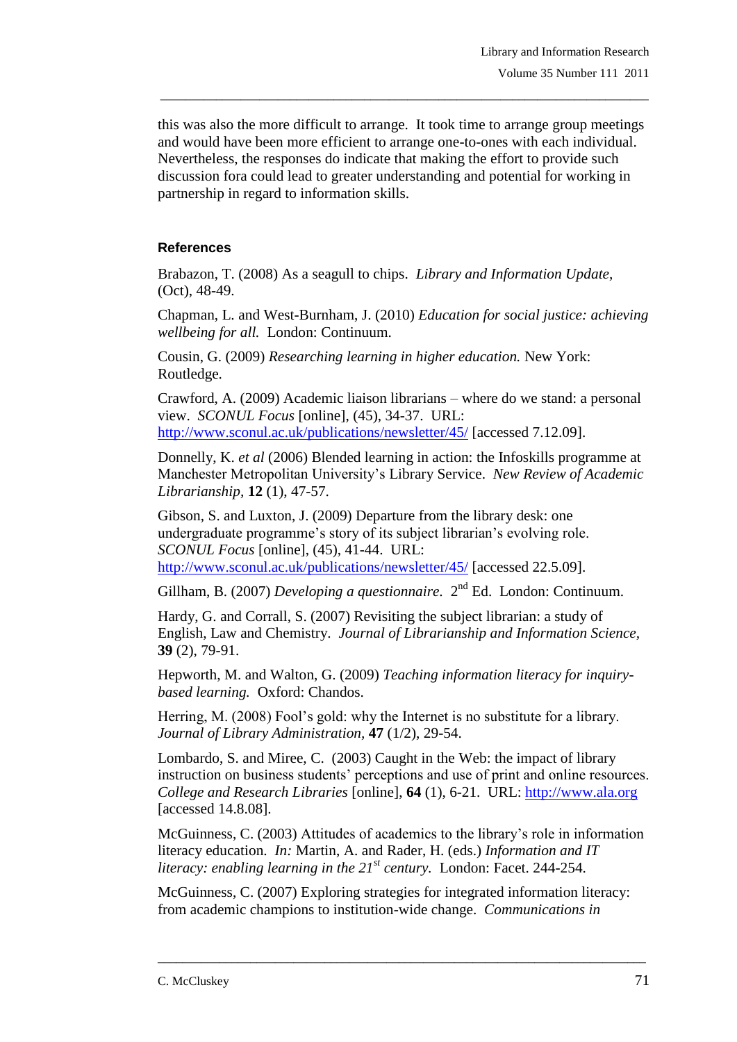this was also the more difficult to arrange. It took time to arrange group meetings and would have been more efficient to arrange one-to-ones with each individual. Nevertheless, the responses do indicate that making the effort to provide such discussion fora could lead to greater understanding and potential for working in partnership in regard to information skills.

### References

Brabazon, T. (2008) As a seagull to chips. *Library and Information Update,* (Oct), 48-49.

Chapman, L. and West-Burnham, J. (2010) *Education for social justice: achieving wellbeing for all.* London: Continuum.

Cousin, G. (2009) *Researching learning in higher education.* New York: Routledge.

Crawford, A. (2009) Academic liaison librarians – where do we stand: a personal view. *SCONUL Focus* [online], (45), 34-37. URL: http://www.sconul.ac.uk/publications/newsletter/45/ [accessed 7.12.09].

Donnelly, K. *et al* (2006) Blended learning in action: the Infoskills programme at Manchester Metropolitan University's Library Service. *New Review of Academic Librarianship*, **12** (1), 47-57.

Gibson, S. and Luxton, J. (2009) Departure from the library desk: one undergraduate programme's story of its subject librarian's evolving role. *SCONUL Focus* [online], (45), 41-44. URL: http://www.sconul.ac.uk/publications/newsletter/45/ [accessed 22.5.09].

Gillham, B. (2007) *Developing a questionnaire.* 2nd Ed. London: Continuum.

Hardy, G. and Corrall, S. (2007) Revisiting the subject librarian: a study of English, Law and Chemistry. *Journal of Librarianship and Information Science,* **39** (2), 79-91.

Hepworth, M. and Walton, G. (2009) *Teaching information literacy for inquiry-based learning.* Oxford: Chandos.

Herring, M. (2008) Fool's gold: why the Internet is no substitute for a library. *Journal of Library Administration,* **47** (1/2), 29-54.

Lombardo, S. and Miree, C. (2003) Caught in the Web: the impact of library instruction on business students' perceptions and use of print and online resources. *College and Research Libraries* [online], **64** (1), 6-21. URL: http://www.ala.org [accessed 14.8.08].

McGuinness, C. (2003) Attitudes of academics to the library's role in information literacy education. *In:* Martin, A. and Rader, H. (eds.) *Information and IT literacy: enabling learning in the 21st century.* London: Facet. 244-254.

McGuinness, C. (2007) Exploring strategies for integrated information literacy: from academic champions to institution-wide change. *Communications in*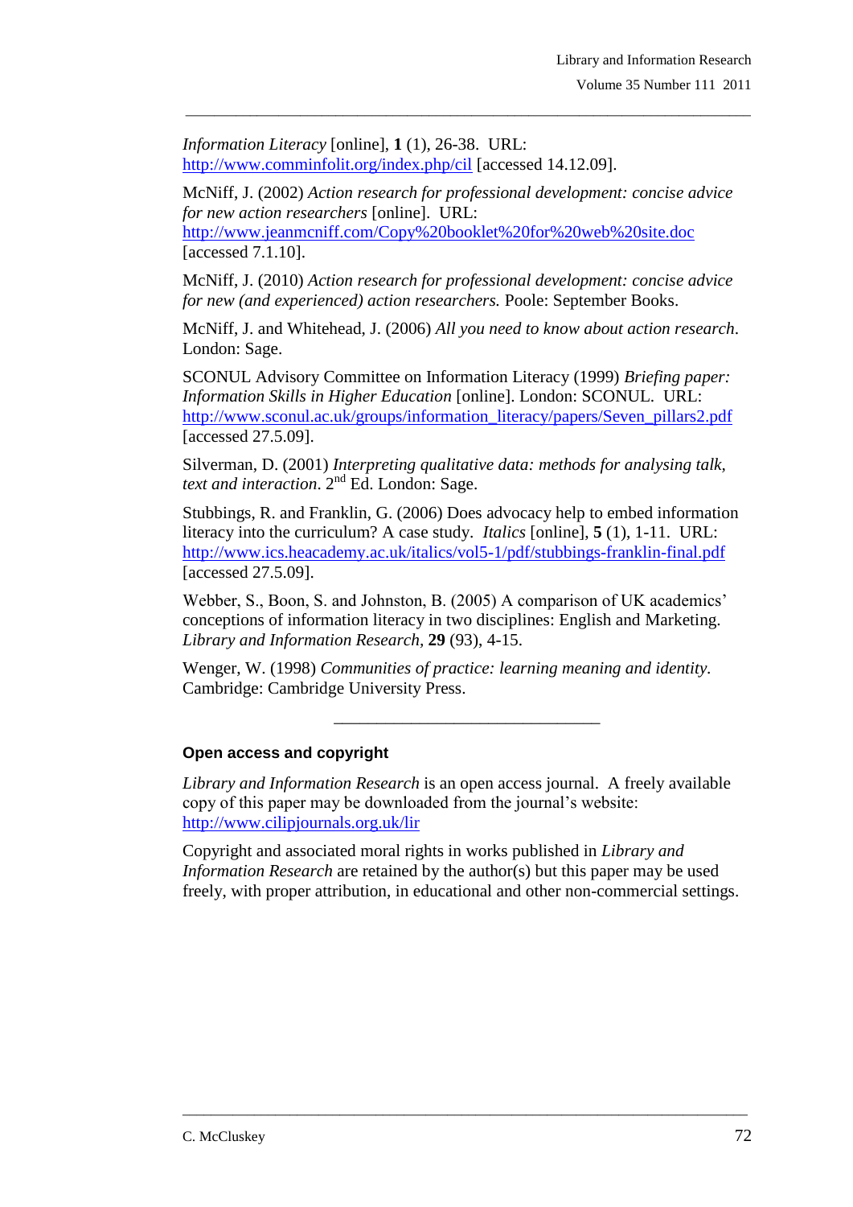*Information Literacy* [online], **1** (1), 26-38. URL: http://www.comminfolit.org/index.php/cil [accessed 14.12.09].

McNiff, J. (2002) *Action research for professional development: concise advice for new action researchers* [online]. URL: http://www.jeanmcniff.com/Copy%20booklet%20for%20web%20site.doc [accessed 7.1.10].

McNiff, J. (2010) *Action research for professional development: concise advice for new (and experienced) action researchers.* Poole: September Books.

McNiff, J. and Whitehead, J. (2006) *All you need to know about action research*. London: Sage.

SCONUL Advisory Committee on Information Literacy (1999) *Briefing paper: Information Skills in Higher Education* [online]. London: SCONUL. URL: http://www.sconul.ac.uk/groups/information_literacy/papers/Seven_pillars2.pdf [accessed 27.5.09].

Silverman, D. (2001) *Interpreting qualitative data: methods for analysing talk, text and interaction*. 2nd Ed. London: Sage.

Stubbings, R. and Franklin, G. (2006) Does advocacy help to embed information literacy into the curriculum? A case study. *Italics* [online], **5** (1), 1-11. URL: http://www.ics.heacademy.ac.uk/italics/vol5-1/pdf/stubbings-franklin-final.pdf [accessed 27.5.09].

Webber, S., Boon, S. and Johnston, B. (2005) A comparison of UK academics' conceptions of information literacy in two disciplines: English and Marketing. *Library and Information Research*, **29** (93), 4-15.

Wenger, W. (1998) *Communities of practice: learning meaning and identity*. Cambridge: Cambridge University Press.

---

**Open access and copyright**

*Library and Information Research* is an open access journal. A freely available copy of this paper may be downloaded from the journal's website: http://www.cilipjournals.org.uk/lir

Copyright and associated moral rights in works published in *Library and Information Research* are retained by the author(s) but this paper may be used freely, with proper attribution, in educational and other non-commercial settings.